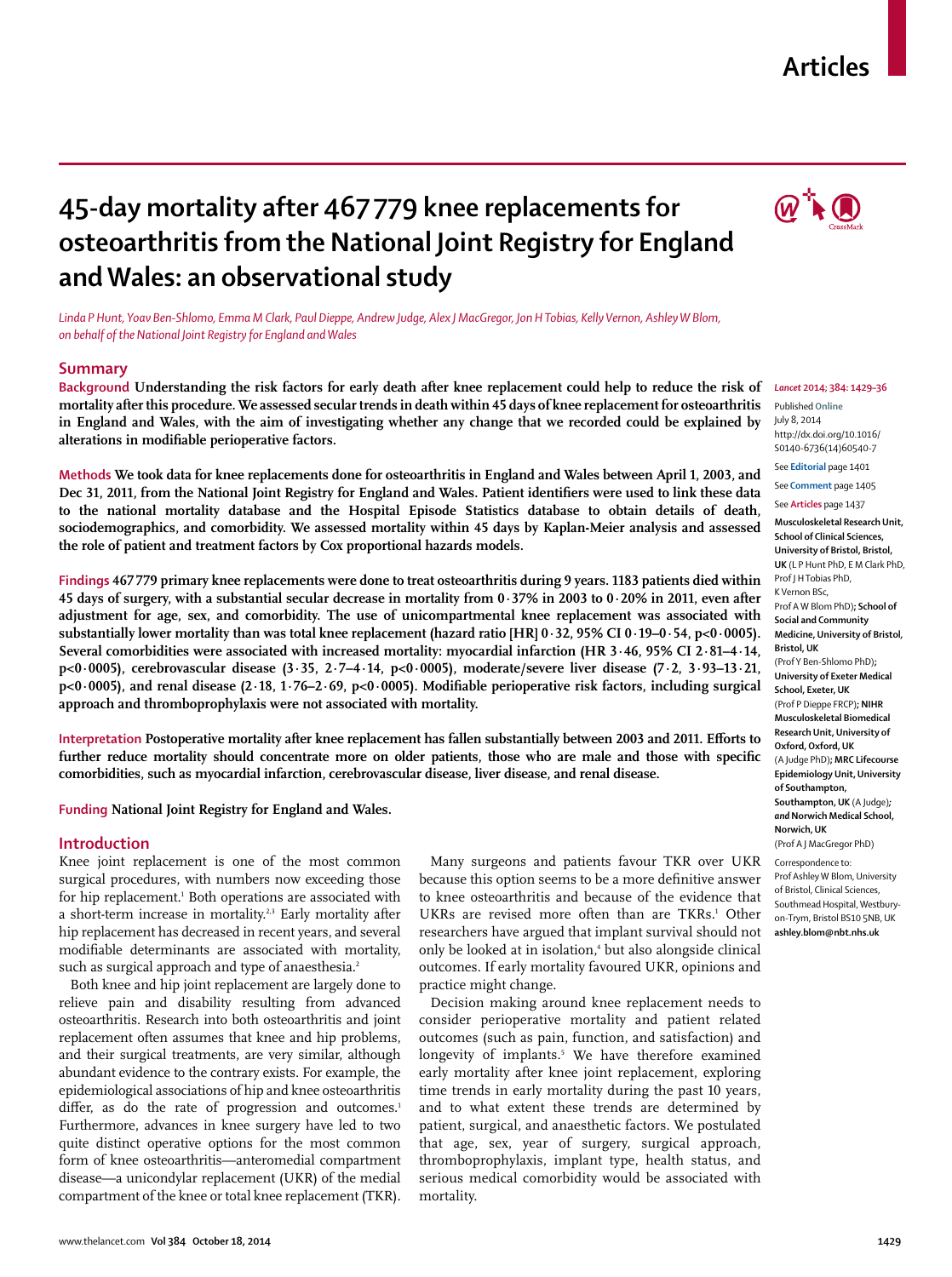# 45-day mortality after 467 779 knee replacements for osteoarthritis from the National Joint Registry for England and Wales: an observational study

*Linda P Hunt, Yoav Ben-Shlomo, Emma M Clark, Paul Dieppe, Andrew Judge, Alex J MacGregor, Jon H Tobias, Kelly Vernon, Ashley W Blom, on behalf of the National Joint Registry for England and Wales*

## Summary

**Background** Understanding the risk factors for early death after knee replacement could help to reduce the risk of mortality after this procedure. We assessed secular trends in death within 45 days of knee replacement for osteoarthritis in England and Wales, with the aim of investigating whether any change that we recorded could be explained by alterations in modifiable perioperative factors.

**Methods** We took data for knee replacements done for osteoarthritis in England and Wales between April 1, 2003, and Dec 31, 2011, from the National Joint Registry for England and Wales. Patient identifiers were used to link these data to the national mortality database and the Hospital Episode Statistics database to obtain details of death, sociodemographics, and comorbidity. We assessed mortality within 45 days by Kaplan-Meier analysis and assessed the role of patient and treatment factors by Cox proportional hazards models.

**Findings** 467 779 primary knee replacements were done to treat osteoarthritis during 9 years. 1183 patients died within 45 days of surgery, with a substantial secular decrease in mortality from 0·37% in 2003 to 0·20% in 2011, even after adjustment for age, sex, and comorbidity. The use of unicompartmental knee replacement was associated with substantially lower mortality than was total knee replacement (hazard ratio [HR] 0·32, 95% CI 0·19–0·54, p<0·0005). Several comorbidities were associated with increased mortality: myocardial infarction (HR 3·46, 95% CI 2·81–4·14, p<0·0005), cerebrovascular disease (3·35, 2·7–4·14, p<0·0005), moderate/severe liver disease (7·2, 3·93–13·21, p<0·0005), and renal disease (2·18, 1·76–2·69, p<0·0005). Modifiable perioperative risk factors, including surgical approach and thromboprophylaxis were not associated with mortality.

**Interpretation** Postoperative mortality after knee replacement has fallen substantially between 2003 and 2011. Efforts to further reduce mortality should concentrate more on older patients, those who are male and those with specific comorbidities, such as myocardial infarction, cerebrovascular disease, liver disease, and renal disease.

**Funding** National Joint Registry for England and Wales.

*Lancet* 2014; 384: 1429–36

Published Online July 8, 2014 http://dx.doi.org/10.1016/S0140-6736(14)60540-7

See **Editorial** page 1401

See **Comment** page 1405

See **Articles** page 1437

**Musculoskeletal Research Unit, School of Clinical Sciences, University of Bristol, Bristol, UK** (L P Hunt PhD, E M Clark PhD, Prof J H Tobias PhD, K Vernon BSc, Prof A W Blom PhD)**; School of Social and Community Medicine, University of Bristol, Bristol, UK** (Prof Y Ben-Shlomo PhD)**; University of Exeter Medical School, Exeter, UK** (Prof P Dieppe FRCP)**; NIHR Musculoskeletal Biomedical Research Unit, University of Oxford, Oxford, UK** (A Judge PhD)**; MRC Lifecourse Epidemiology Unit, University of Southampton, Southampton, UK** (A Judge)**; *and* Norwich Medical School, Norwich, UK** (Prof A J MacGregor PhD)

Correspondence to: Prof Ashley W Blom, University of Bristol, Clinical Sciences, Southmead Hospital, Westbury-on-Trym, Bristol BS10 5NB, UK **ashley.blom@nbt.nhs.uk**

## Introduction

Knee joint replacement is one of the most common surgical procedures, with numbers now exceeding those for hip replacement.[1] Both operations are associated with a short-term increase in mortality.[2,3] Early mortality after hip replacement has decreased in recent years, and several modifiable determinants are associated with mortality, such as surgical approach and type of anaesthesia.[2]

Both knee and hip joint replacement are largely done to relieve pain and disability resulting from advanced osteoarthritis. Research into both osteoarthritis and joint replacement often assumes that knee and hip problems, and their surgical treatments, are very similar, although abundant evidence to the contrary exists. For example, the epidemiological associations of hip and knee osteoarthritis differ, as do the rate of progression and outcomes.[1] Furthermore, advances in knee surgery have led to two quite distinct operative options for the most common form of knee osteoarthritis—anteromedial compartment disease—a unicondylar replacement (UKR) of the medial compartment of the knee or total knee replacement (TKR).

Many surgeons and patients favour TKR over UKR because this option seems to be a more definitive answer to knee osteoarthritis and because of the evidence that UKRs are revised more often than are TKRs.[1] Other researchers have argued that implant survival should not only be looked at in isolation,[4] but also alongside clinical outcomes. If early mortality favoured UKR, opinions and practice might change.

Decision making around knee replacement needs to consider perioperative mortality and patient related outcomes (such as pain, function, and satisfaction) and longevity of implants.[5] We have therefore examined early mortality after knee joint replacement, exploring time trends in early mortality during the past 10 years, and to what extent these trends are determined by patient, surgical, and anaesthetic factors. We postulated that age, sex, year of surgery, surgical approach, thromboprophylaxis, implant type, health status, and serious medical comorbidity would be associated with mortality.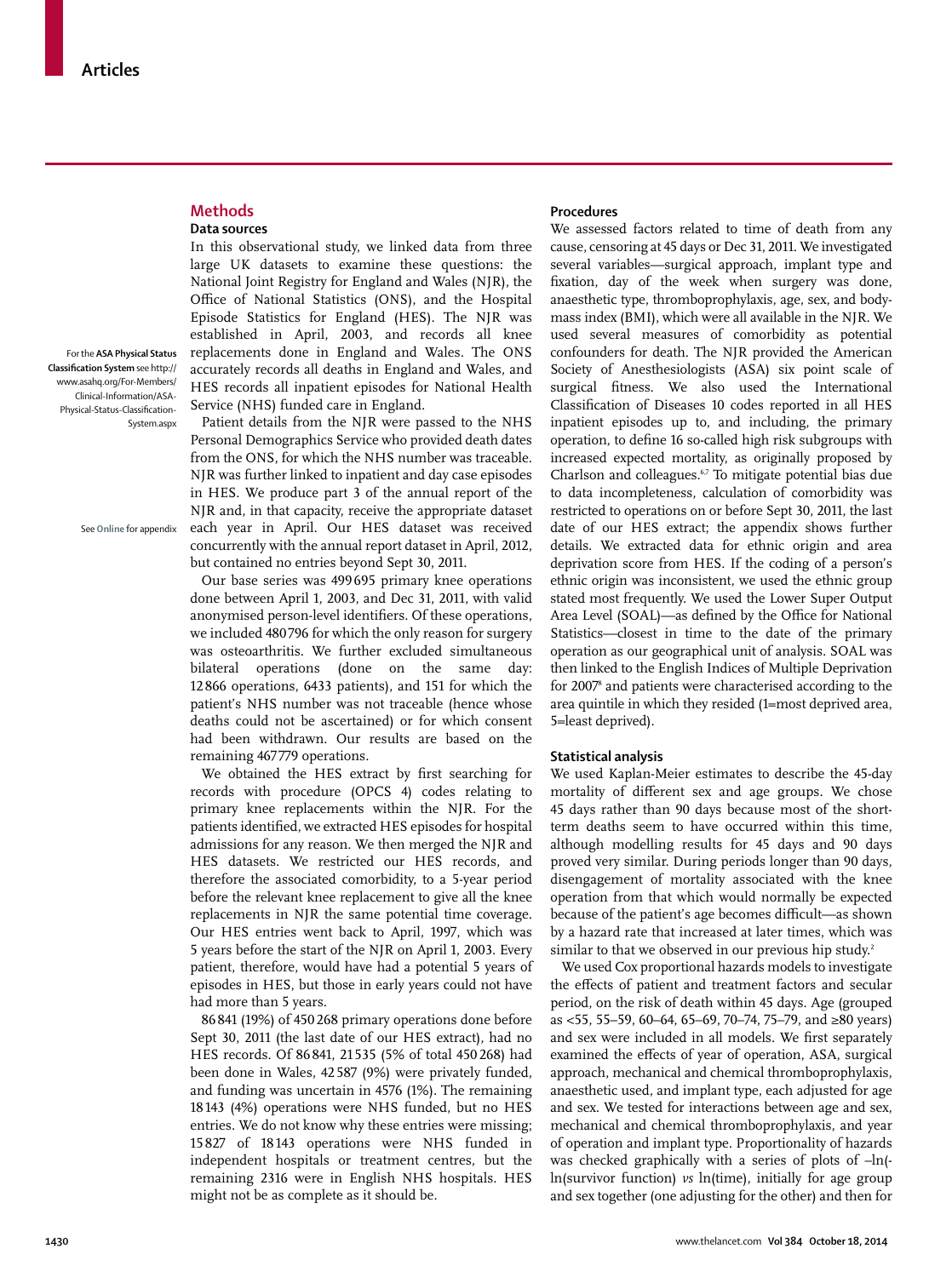## Methods

### Data sources

In this observational study, we linked data from three large UK datasets to examine these questions: the National Joint Registry for England and Wales (NJR), the Office of National Statistics (ONS), and the Hospital Episode Statistics for England (HES). The NJR was established in April, 2003, and records all knee replacements done in England and Wales. The ONS accurately records all deaths in England and Wales, and HES records all inpatient episodes for National Health Service (NHS) funded care in England.

For the **ASA Physical Status Classification System** see http://www.asahq.org/For-Members/Clinical-Information/ASA-Physical-Status-Classification-System.aspx

Patient details from the NJR were passed to the NHS Personal Demographics Service who provided death dates from the ONS, for which the NHS number was traceable. NJR was further linked to inpatient and day case episodes in HES. We produce part 3 of the annual report of the NJR and, in that capacity, receive the appropriate dataset each year in April. Our HES dataset was received concurrently with the annual report dataset in April, 2012, but contained no entries beyond Sept 30, 2011.

See **Online** for appendix

Our base series was 499 695 primary knee operations done between April 1, 2003, and Dec 31, 2011, with valid anonymised person-level identifiers. Of these operations, we included 480 796 for which the only reason for surgery was osteoarthritis. We further excluded simultaneous bilateral operations (done on the same day: 12 866 operations, 6433 patients), and 151 for which the patient's NHS number was not traceable (hence whose deaths could not be ascertained) or for which consent had been withdrawn. Our results are based on the remaining 467 779 operations.

We obtained the HES extract by first searching for records with procedure (OPCS 4) codes relating to primary knee replacements within the NJR. For the patients identified, we extracted HES episodes for hospital admissions for any reason. We then merged the NJR and HES datasets. We restricted our HES records, and therefore the associated comorbidity, to a 5-year period before the relevant knee replacement to give all the knee replacements in NJR the same potential time coverage. Our HES entries went back to April, 1997, which was 5 years before the start of the NJR on April 1, 2003. Every patient, therefore, would have had a potential 5 years of episodes in HES, but those in early years could not have had more than 5 years.

86 841 (19%) of 450 268 primary operations done before Sept 30, 2011 (the last date of our HES extract), had no HES records. Of 86 841, 21 535 (5% of total 450 268) had been done in Wales, 42 587 (9%) were privately funded, and funding was uncertain in 4576 (1%). The remaining 18 143 (4%) operations were NHS funded, but no HES entries. We do not know why these entries were missing; 15 827 of 18 143 operations were NHS funded in independent hospitals or treatment centres, but the remaining 2316 were in English NHS hospitals. HES might not be as complete as it should be.

### Procedures

We assessed factors related to time of death from any cause, censoring at 45 days or Dec 31, 2011. We investigated several variables—surgical approach, implant type and fixation, day of the week when surgery was done, anaesthetic type, thromboprophylaxis, age, sex, and body-mass index (BMI), which were all available in the NJR. We used several measures of comorbidity as potential confounders for death. The NJR provided the American Society of Anesthesiologists (ASA) six point scale of surgical fitness. We also used the International Classification of Diseases 10 codes reported in all HES inpatient episodes up to, and including, the primary operation, to define 16 so-called high risk subgroups with increased expected mortality, as originally proposed by Charlson and colleagues.[6,7] To mitigate potential bias due to data incompleteness, calculation of comorbidity was restricted to operations on or before Sept 30, 2011, the last date of our HES extract; the appendix shows further details. We extracted data for ethnic origin and area deprivation score from HES. If the coding of a person's ethnic origin was inconsistent, we used the ethnic group stated most frequently. We used the Lower Super Output Area Level (SOAL)—as defined by the Office for National Statistics—closest in time to the date of the primary operation as our geographical unit of analysis. SOAL was then linked to the English Indices of Multiple Deprivation for 2007[8] and patients were characterised according to the area quintile in which they resided (1=most deprived area, 5=least deprived).

### Statistical analysis

We used Kaplan-Meier estimates to describe the 45-day mortality of different sex and age groups. We chose 45 days rather than 90 days because most of the short-term deaths seem to have occurred within this time, although modelling results for 45 days and 90 days proved very similar. During periods longer than 90 days, disengagement of mortality associated with the knee operation from that which would normally be expected because of the patient's age becomes difficult—as shown by a hazard rate that increased at later times, which was similar to that we observed in our previous hip study.[2]

We used Cox proportional hazards models to investigate the effects of patient and treatment factors and secular period, on the risk of death within 45 days. Age (grouped as <55, 55–59, 60–64, 65–69, 70–74, 75–79, and ≥80 years) and sex were included in all models. We first separately examined the effects of year of operation, ASA, surgical approach, mechanical and chemical thromboprophylaxis, anaesthetic used, and implant type, each adjusted for age and sex. We tested for interactions between age and sex, mechanical and chemical thromboprophylaxis, and year of operation and implant type. Proportionality of hazards was checked graphically with a series of plots of –ln(-ln(survivor function) *vs* ln(time), initially for age group and sex together (one adjusting for the other) and then for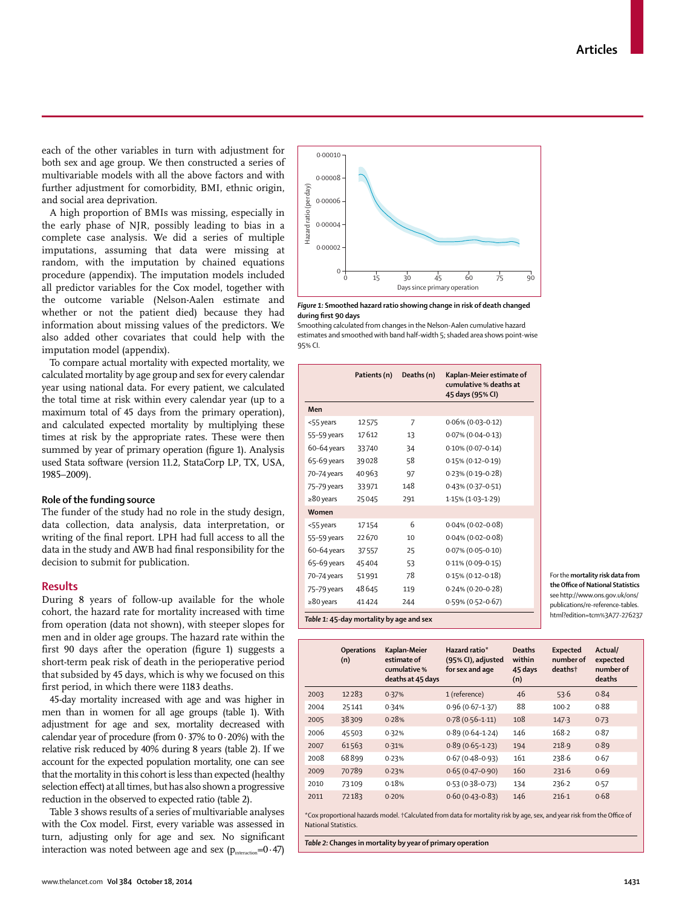each of the other variables in turn with adjustment for both sex and age group. We then constructed a series of multivariable models with all the above factors and with further adjustment for comorbidity, BMI, ethnic origin, and social area deprivation.

A high proportion of BMIs was missing, especially in the early phase of NJR, possibly leading to bias in a complete case analysis. We did a series of multiple imputations, assuming that data were missing at random, with the imputation by chained equations procedure (appendix). The imputation models included all predictor variables for the Cox model, together with the outcome variable (Nelson-Aalen estimate and whether or not the patient died) because they had information about missing values of the predictors. We also added other covariates that could help with the imputation model (appendix).

To compare actual mortality with expected mortality, we calculated mortality by age group and sex for every calendar year using national data. For every patient, we calculated the total time at risk within every calendar year (up to a maximum total of 45 days from the primary operation), and calculated expected mortality by multiplying these times at risk by the appropriate rates. These were then summed by year of primary operation (figure 1). Analysis used Stata software (version 11.2, StataCorp LP, TX, USA, 1985–2009).

### Role of the funding source

The funder of the study had no role in the study design, data collection, data analysis, data interpretation, or writing of the final report. LPH had full access to all the data in the study and AWB had final responsibility for the decision to submit for publication.

## Results

During 8 years of follow-up available for the whole cohort, the hazard rate for mortality increased with time from operation (data not shown), with steeper slopes for men and in older age groups. The hazard rate within the first 90 days after the operation (figure 1) suggests a short-term peak risk of death in the perioperative period that subsided by 45 days, which is why we focused on this first period, in which there were 1183 deaths.

45-day mortality increased with age and was higher in men than in women for all age groups (table 1). With adjustment for age and sex, mortality decreased with calendar year of procedure (from 0·37% to 0·20%) with the relative risk reduced by 40% during 8 years (table 2). If we account for the expected population mortality, one can see that the mortality in this cohort is less than expected (healthy selection effect) at all times, but has also shown a progressive reduction in the observed to expected ratio (table 2).

Table 3 shows results of a series of multivariable analyses with the Cox model. First, every variable was assessed in turn, adjusting only for age and sex. No significant interaction was noted between age and sex ($p_{interaction}$=0·47)

**Figure 1:** Smoothed hazard ratio showing change in risk of death changed during first 90 days

Smoothing calculated from changes in the Nelson-Aalen cumulative hazard estimates and smoothed with band half-width 5; shaded area shows point-wise 95% CI.

| | Patients (n) | Deaths (n) | Kaplan-Meier estimate of cumulative % deaths at 45 days (95% CI) |
|---|---|---|---|
| **Men** | | | |
| <55 years | 12 575 | 7 | 0·06% (0·03–0·12) |
| 55–59 years | 17 612 | 13 | 0·07% (0·04–0·13) |
| 60–64 years | 33 740 | 34 | 0·10% (0·07–0·14) |
| 65–69 years | 39 028 | 58 | 0·15% (0·12–0·19) |
| 70–74 years | 40 963 | 97 | 0·23% (0·19–0·28) |
| 75–79 years | 33 971 | 148 | 0·43% (0·37–0·51) |
| ≥80 years | 25 045 | 291 | 1·15% (1·03–1·29) |
| **Women** | | | |
| <55 years | 17 154 | 6 | 0·04% (0·02–0·08) |
| 55–59 years | 22 670 | 10 | 0·04% (0·02–0·08) |
| 60–64 years | 37 557 | 25 | 0·07% (0·05–0·10) |
| 65–69 years | 45 404 | 53 | 0·11% (0·09–0·15) |
| 70–74 years | 51 991 | 78 | 0·15% (0·12–0·18) |
| 75–79 years | 48 645 | 119 | 0·24% (0·20–0·28) |
| ≥80 years | 41 424 | 244 | 0·59% (0·52–0·67) |

*Table 1:* **45-day mortality by age and sex**

For the **mortality risk data from the Office of National Statistics** see http://www.ons.gov.uk/ons/publications/re-reference-tables.html?edition=tcm%3A77-276237

| | Operations (n) | Kaplan-Meier estimate of cumulative % deaths at 45 days | Hazard ratio* (95% CI), adjusted for sex and age | Deaths within 45 days (n) | Expected number of deaths† | Actual/ expected number of deaths |
|---|---|---|---|---|---|---|
| 2003 | 12 283 | 0·37% | 1 (reference) | 46 | 53·6 | 0·84 |
| 2004 | 25 141 | 0·34% | 0·96 (0·67–1·37) | 88 | 100·2 | 0·88 |
| 2005 | 38 309 | 0·28% | 0·78 (0·56–1·11) | 108 | 147·3 | 0·73 |
| 2006 | 45 503 | 0·32% | 0·89 (0·64–1·24) | 146 | 168·2 | 0·87 |
| 2007 | 61 563 | 0·31% | 0·89 (0·65–1·23) | 194 | 218·9 | 0·89 |
| 2008 | 68 899 | 0·23% | 0·67 (0·48–0·93) | 161 | 238·6 | 0·67 |
| 2009 | 70 789 | 0·23% | 0·65 (0·47–0·90) | 160 | 231·6 | 0·69 |
| 2010 | 73 109 | 0·18% | 0·53 (0·38–0·73) | 134 | 236·2 | 0·57 |
| 2011 | 72 183 | 0·20% | 0·60 (0·43–0·83) | 146 | 216·1 | 0·68 |

*Cox proportional hazards model. †Calculated from data for mortality risk by age, sex, and year risk from the Office of National Statistics.

*Table 2:* **Changes in mortality by year of primary operation**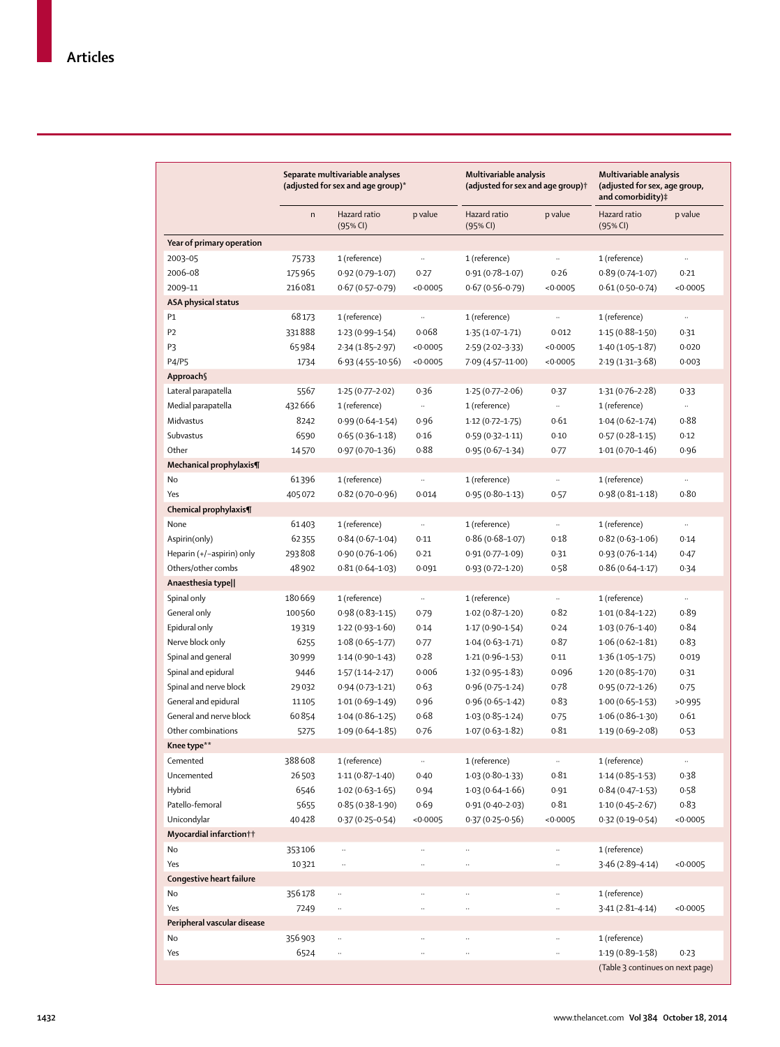|  | Separate multivariable analyses (adjusted for sex and age group)* |  |  | Multivariable analysis (adjusted for sex and age group)† |  | Multivariable analysis (adjusted for sex, age group, and comorbidity)‡ |  |
|---|---|---|---|---|---|---|---|
|  | n | Hazard ratio (95% CI) | p value | Hazard ratio (95% CI) | p value | Hazard ratio (95% CI) | p value |
| **Year of primary operation** |  |  |  |  |  |  |  |
| 2003–05 | 75 733 | 1 (reference) | .. | 1 (reference) | .. | 1 (reference) | .. |
| 2006–08 | 175 965 | 0·92 (0·79–1·07) | 0·27 | 0·91 (0·78–1·07) | 0·26 | 0·89 (0·74–1·07) | 0·21 |
| 2009–11 | 216 081 | 0·67 (0·57–0·79) | <0·0005 | 0·67 (0·56–0·79) | <0·0005 | 0·61 (0·50–0·74) | <0·0005 |
| **ASA physical status** |  |  |  |  |  |  |  |
| P1 | 68 173 | 1 (reference) | .. | 1 (reference) | .. | 1 (reference) | .. |
| P2 | 331 888 | 1·23 (0·99–1·54) | 0·068 | 1·35 (1·07–1·71) | 0·012 | 1·15 (0·88–1·50) | 0·31 |
| P3 | 65 984 | 2·34 (1·85–2·97) | <0·0005 | 2·59 (2·02–3·33) | <0·0005 | 1·40 (1·05–1·87) | 0·020 |
| P4/P5 | 1734 | 6·93 (4·55–10·56) | <0·0005 | 7·09 (4·57–11·00) | <0·0005 | 2·19 (1·31–3·68) | 0·003 |
| **Approach§** |  |  |  |  |  |  |  |
| Lateral parapatella | 5567 | 1·25 (0·77–2·02) | 0·36 | 1·25 (0·77–2·06) | 0·37 | 1·31 (0·76–2·28) | 0·33 |
| Medial parapatella | 432 666 | 1 (reference) | .. | 1 (reference) | .. | 1 (reference) | .. |
| Midvastus | 8242 | 0·99 (0·64–1·54) | 0·96 | 1·12 (0·72–1·75) | 0·61 | 1·04 (0·62–1·74) | 0·88 |
| Subvastus | 6590 | 0·65 (0·36–1·18) | 0·16 | 0·59 (0·32–1·11) | 0·10 | 0·57 (0·28–1·15) | 0·12 |
| Other | 14 570 | 0·97 (0·70–1·36) | 0·88 | 0·95 (0·67–1·34) | 0·77 | 1·01 (0·70–1·46) | 0·96 |
| **Mechanical prophylaxis¶** |  |  |  |  |  |  |  |
| No | 61 396 | 1 (reference) | .. | 1 (reference) | .. | 1 (reference) | .. |
| Yes | 405 072 | 0·82 (0·70–0·96) | 0·014 | 0·95 (0·80–1·13) | 0·57 | 0·98 (0·81–1·18) | 0·80 |
| **Chemical prophylaxis¶** |  |  |  |  |  |  |  |
| None | 61 403 | 1 (reference) | .. | 1 (reference) | .. | 1 (reference) | .. |
| Aspirin(only) | 62 355 | 0·84 (0·67–1·04) | 0·11 | 0·86 (0·68–1·07) | 0·18 | 0·82 (0·63–1·06) | 0·14 |
| Heparin (+/–aspirin) only | 293 808 | 0·90 (0·76–1·06) | 0·21 | 0·91 (0·77–1·09) | 0·31 | 0·93 (0·76–1·14) | 0·47 |
| Others/other combs | 48 902 | 0·81 (0·64–1·03) | 0·091 | 0·93 (0·72–1·20) | 0·58 | 0·86 (0·64–1·17) | 0·34 |
| **Anaesthesia type‖** |  |  |  |  |  |  |  |
| Spinal only | 180 669 | 1 (reference) | .. | 1 (reference) | .. | 1 (reference) | .. |
| General only | 100 560 | 0·98 (0·83–1·15) | 0·79 | 1·02 (0·87–1·20) | 0·82 | 1·01 (0·84–1·22) | 0·89 |
| Epidural only | 19 319 | 1·22 (0·93–1·60) | 0·14 | 1·17 (0·90–1·54) | 0·24 | 1·03 (0·76–1·40) | 0·84 |
| Nerve block only | 6255 | 1·08 (0·65–1·77) | 0·77 | 1·04 (0·63–1·71) | 0·87 | 1·06 (0·62–1·81) | 0·83 |
| Spinal and general | 30 999 | 1·14 (0·90–1·43) | 0·28 | 1·21 (0·96–1·53) | 0·11 | 1·36 (1·05–1·75) | 0·019 |
| Spinal and epidural | 9446 | 1·57 (1·14–2·17) | 0·006 | 1·32 (0·95–1·83) | 0·096 | 1·20 (0·85–1·70) | 0·31 |
| Spinal and nerve block | 29 032 | 0·94 (0·73–1·21) | 0·63 | 0·96 (0·75–1·24) | 0·78 | 0·95 (0·72–1·26) | 0·75 |
| General and epidural | 11 105 | 1·01 (0·69–1·49) | 0·96 | 0·96 (0·65–1·42) | 0·83 | 1·00 (0·65–1·53) | >0·995 |
| General and nerve block | 60 854 | 1·04 (0·86–1·25) | 0·68 | 1·03 (0·85–1·24) | 0·75 | 1·06 (0·86–1·30) | 0·61 |
| Other combinations | 5275 | 1·09 (0·64–1·85) | 0·76 | 1·07 (0·63–1·82) | 0·81 | 1·19 (0·69–2·08) | 0·53 |
| **Knee type\*\*** |  |  |  |  |  |  |  |
| Cemented | 388 608 | 1 (reference) | .. | 1 (reference) | .. | 1 (reference) | .. |
| Uncemented | 26 503 | 1·11 (0·87–1·40) | 0·40 | 1·03 (0·80–1·33) | 0·81 | 1·14 (0·85–1·53) | 0·38 |
| Hybrid | 6546 | 1·02 (0·63–1·65) | 0·94 | 1·03 (0·64–1·66) | 0·91 | 0·84 (0·47–1·53) | 0·58 |
| Patello-femoral | 5655 | 0·85 (0·38–1·90) | 0·69 | 0·91 (0·40–2·03) | 0·81 | 1·10 (0·45–2·67) | 0·83 |
| Unicondylar | 40 428 | 0·37 (0·25–0·54) | <0·0005 | 0·37 (0·25–0·56) | <0·0005 | 0·32 (0·19–0·54) | <0·0005 |
| **Myocardial infarction††** |  |  |  |  |  |  |  |
| No | 353 106 | .. | .. | .. | .. | 1 (reference) |  |
| Yes | 10 321 | .. | .. | .. | .. | 3·46 (2·89–4·14) | <0·0005 |
| **Congestive heart failure** |  |  |  |  |  |  |  |
| No | 356 178 | .. | .. | .. | .. | 1 (reference) |  |
| Yes | 7249 | .. | .. | .. | .. | 3·41 (2·81–4·14) | <0·0005 |
| **Peripheral vascular disease** |  |  |  |  |  |  |  |
| No | 356 903 | .. | .. | .. | .. | 1 (reference) |  |
| Yes | 6524 | .. | .. | .. | .. | 1·19 (0·89–1·58) | 0·23 |

(Table 3 continues on next page)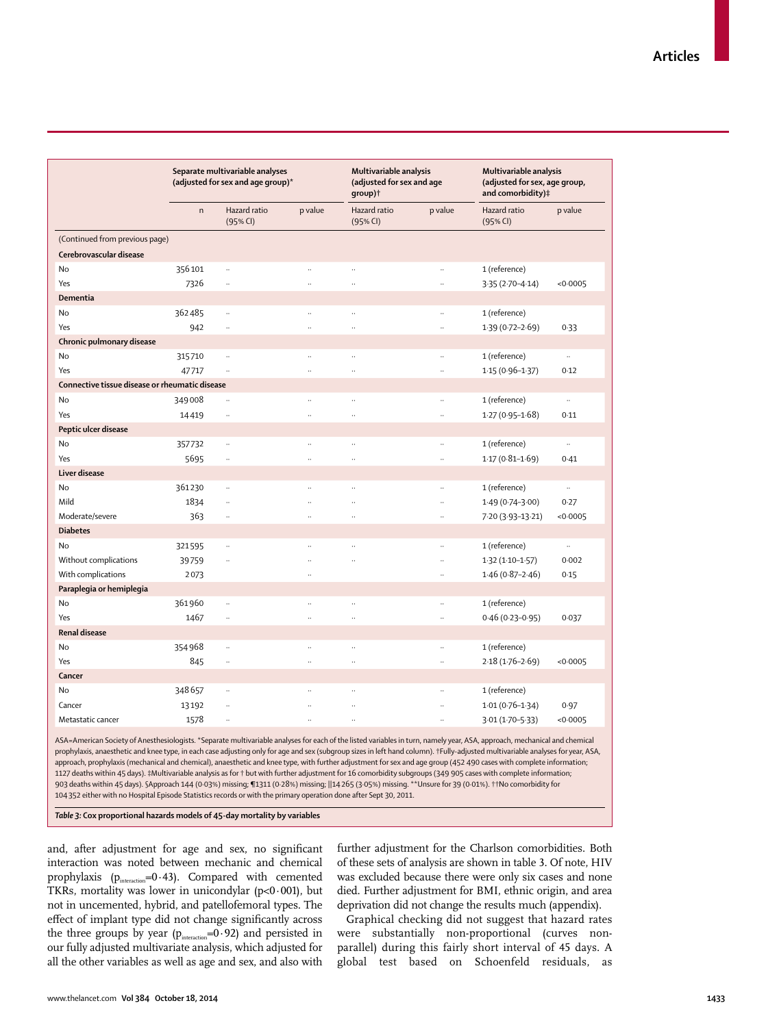| | Separate multivariable analyses (adjusted for sex and age group)* | | | Multivariable analysis (adjusted for sex and age group)† | | Multivariable analysis (adjusted for sex, age group, and comorbidity)‡ | |
|---|---|---|---|---|---|---|---|
| | n | Hazard ratio (95% CI) | p value | Hazard ratio (95% CI) | p value | Hazard ratio (95% CI) | p value |
| (Continued from previous page) | | | | | | | |
| **Cerebrovascular disease** | | | | | | | |
| No | 356101 | .. | .. | .. | .. | 1 (reference) | |
| Yes | 7326 | .. | .. | .. | .. | 3·35 (2·70–4·14) | <0·0005 |
| **Dementia** | | | | | | | |
| No | 362485 | .. | .. | .. | .. | 1 (reference) | |
| Yes | 942 | .. | .. | .. | .. | 1·39 (0·72–2·69) | 0·33 |
| **Chronic pulmonary disease** | | | | | | | |
| No | 315710 | .. | .. | .. | .. | 1 (reference) | .. |
| Yes | 47717 | .. | .. | .. | .. | 1·15 (0·96–1·37) | 0·12 |
| **Connective tissue disease or rheumatic disease** | | | | | | | |
| No | 349008 | .. | .. | .. | .. | 1 (reference) | .. |
| Yes | 14419 | .. | .. | .. | .. | 1·27 (0·95–1·68) | 0·11 |
| **Peptic ulcer disease** | | | | | | | |
| No | 357732 | .. | .. | .. | .. | 1 (reference) | .. |
| Yes | 5695 | .. | .. | .. | .. | 1·17 (0·81–1·69) | 0·41 |
| **Liver disease** | | | | | | | |
| No | 361230 | .. | .. | .. | .. | 1 (reference) | .. |
| Mild | 1834 | .. | .. | .. | .. | 1·49 (0·74–3·00) | 0·27 |
| Moderate/severe | 363 | .. | .. | .. | .. | 7·20 (3·93–13·21) | <0·0005 |
| **Diabetes** | | | | | | | |
| No | 321595 | .. | .. | .. | .. | 1 (reference) | .. |
| Without complications | 39759 | .. | .. | .. | .. | 1·32 (1·10–1·57) | 0·002 |
| With complications | 2073 | | .. | | .. | 1·46 (0·87–2·46) | 0·15 |
| **Paraplegia or hemiplegia** | | | | | | | |
| No | 361960 | .. | .. | .. | .. | 1 (reference) | |
| Yes | 1467 | .. | .. | .. | .. | 0·46 (0·23–0·95) | 0·037 |
| **Renal disease** | | | | | | | |
| No | 354968 | .. | .. | .. | .. | 1 (reference) | |
| Yes | 845 | .. | .. | .. | .. | 2·18 (1·76–2·69) | <0·0005 |
| **Cancer** | | | | | | | |
| No | 348657 | .. | .. | .. | .. | 1 (reference) | |
| Cancer | 13192 | .. | .. | .. | .. | 1·01 (0·76–1·34) | 0·97 |
| Metastatic cancer | 1578 | .. | .. | .. | .. | 3·01 (1·70–5·33) | <0·0005 |

ASA=American Society of Anesthesiologists. *Separate multivariable analyses for each of the listed variables in turn, namely year, ASA, approach, mechanical and chemical prophylaxis, anaesthetic and knee type, in each case adjusting only for age and sex (subgroup sizes in left hand column). †Fully-adjusted multivariable analyses for year, ASA, approach, prophylaxis (mechanical and chemical), anaesthetic and knee type, with further adjustment for sex and age group (452 490 cases with complete information; 1127 deaths within 45 days). ‡Multivariable analysis as for † but with further adjustment for 16 comorbidity subgroups (349 905 cases with complete information; 903 deaths within 45 days). §Approach 144 (0·03%) missing; ¶1311 (0·28%) missing; ||14 265 (3·05%) missing. **Unsure for 39 (0·01%). ††No comorbidity for 104 352 either with no Hospital Episode Statistics records or with the primary operation done after Sept 30, 2011.

*Table 3:* **Cox proportional hazards models of 45-day mortality by variables**

and, after adjustment for age and sex, no significant interaction was noted between mechanic and chemical prophylaxis ($p_{interaction}$=0·43). Compared with cemented TKRs, mortality was lower in unicondylar (p<0·001), but not in uncemented, hybrid, and patellofemoral types. The effect of implant type did not change significantly across the three groups by year ($p_{interaction}$=0·92) and persisted in our fully adjusted multivariate analysis, which adjusted for all the other variables as well as age and sex, and also with further adjustment for the Charlson comorbidities. Both of these sets of analysis are shown in table 3. Of note, HIV was excluded because there were only six cases and none died. Further adjustment for BMI, ethnic origin, and area deprivation did not change the results much (appendix).

Graphical checking did not suggest that hazard rates were substantially non-proportional (curves non-parallel) during this fairly short interval of 45 days. A global test based on Schoenfeld residuals, as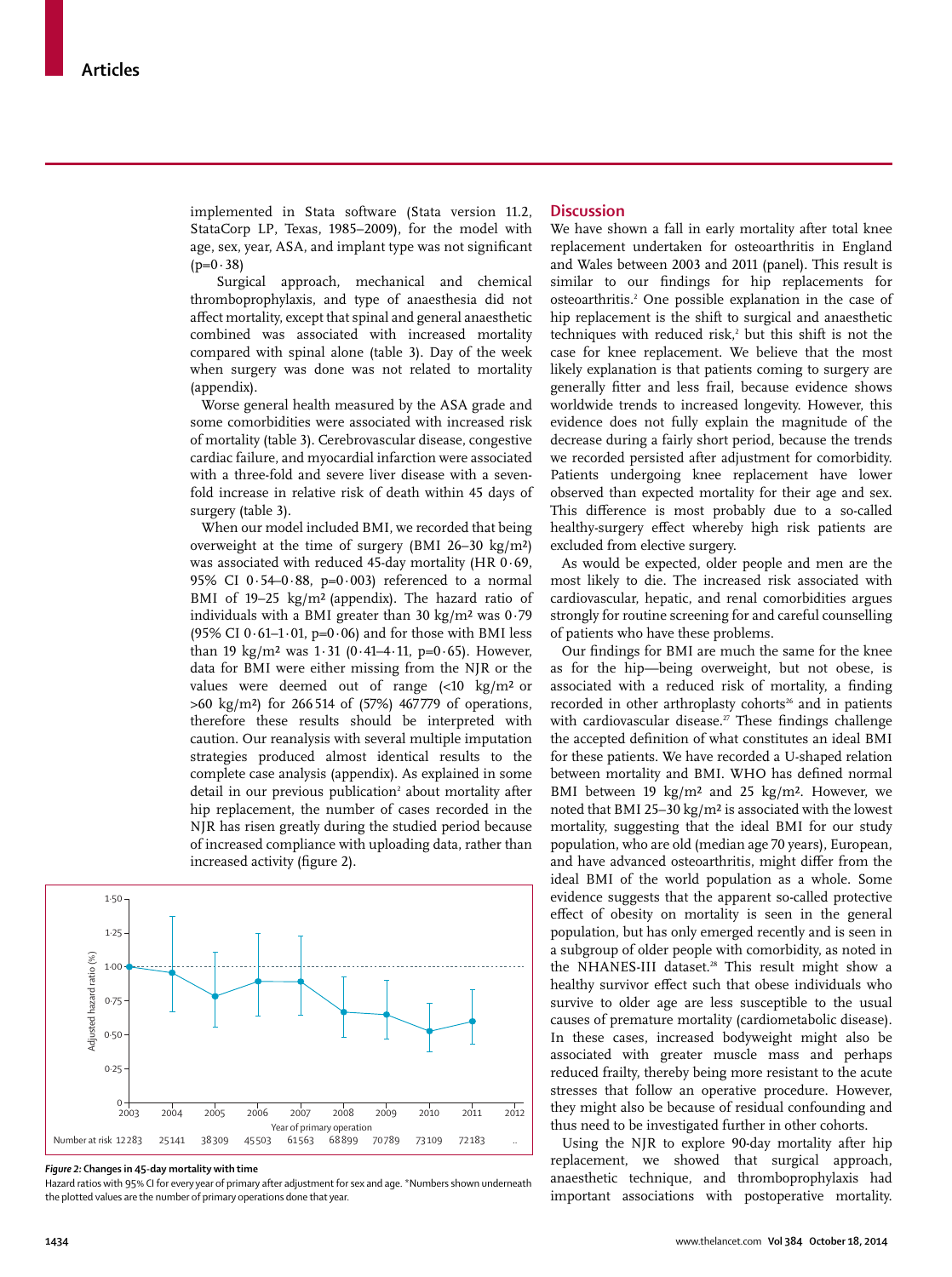implemented in Stata software (Stata version 11.2, StataCorp LP, Texas, 1985–2009), for the model with age, sex, year, ASA, and implant type was not significant (p=0·38)

Surgical approach, mechanical and chemical thromboprophylaxis, and type of anaesthesia did not affect mortality, except that spinal and general anaesthetic combined was associated with increased mortality compared with spinal alone (table 3). Day of the week when surgery was done was not related to mortality (appendix).

Worse general health measured by the ASA grade and some comorbidities were associated with increased risk of mortality (table 3). Cerebrovascular disease, congestive cardiac failure, and myocardial infarction were associated with a three-fold and severe liver disease with a seven-fold increase in relative risk of death within 45 days of surgery (table 3).

When our model included BMI, we recorded that being overweight at the time of surgery (BMI 26–30 kg/m²) was associated with reduced 45-day mortality (HR 0·69, 95% CI 0·54–0·88, p=0·003) referenced to a normal BMI of 19–25 kg/m² (appendix). The hazard ratio of individuals with a BMI greater than 30 kg/m² was 0·79 (95% CI 0·61–1·01, p=0·06) and for those with BMI less than 19 kg/m² was 1·31 (0·41–4·11, p=0·65). However, data for BMI were either missing from the NJR or the values were deemed out of range (<10 kg/m² or >60 kg/m²) for 266 514 of (57%) 467 779 of operations, therefore these results should be interpreted with caution. Our reanalysis with several multiple imputation strategies produced almost identical results to the complete case analysis (appendix). As explained in some detail in our previous publication[2] about mortality after hip replacement, the number of cases recorded in the NJR has risen greatly during the studied period because of increased compliance with uploading data, rather than increased activity (figure 2).

| Year of primary operation | 2003 | 2004 | 2005 | 2006 | 2007 | 2008 | 2009 | 2010 | 2011 | 2012 |
|---|---|---|---|---|---|---|---|---|---|---|
| Number at risk | 12 283 | 25 141 | 38 309 | 45 503 | 61 563 | 68 899 | 70 789 | 73 109 | 72 183 | .. |

*Figure 2:* **Changes in 45-day mortality with time**
Hazard ratios with 95% CI for every year of primary after adjustment for sex and age. *Numbers shown underneath the plotted values are the number of primary operations done that year.

## Discussion

We have shown a fall in early mortality after total knee replacement undertaken for osteoarthritis in England and Wales between 2003 and 2011 (panel). This result is similar to our findings for hip replacements for osteoarthritis.[2] One possible explanation in the case of hip replacement is the shift to surgical and anaesthetic techniques with reduced risk,[2] but this shift is not the case for knee replacement. We believe that the most likely explanation is that patients coming to surgery are generally fitter and less frail, because evidence shows worldwide trends to increased longevity. However, this evidence does not fully explain the magnitude of the decrease during a fairly short period, because the trends we recorded persisted after adjustment for comorbidity. Patients undergoing knee replacement have lower observed than expected mortality for their age and sex. This difference is most probably due to a so-called healthy-surgery effect whereby high risk patients are excluded from elective surgery.

As would be expected, older people and men are the most likely to die. The increased risk associated with cardiovascular, hepatic, and renal comorbidities argues strongly for routine screening for and careful counselling of patients who have these problems.

Our findings for BMI are much the same for the knee as for the hip—being overweight, but not obese, is associated with a reduced risk of mortality, a finding recorded in other arthroplasty cohorts[26] and in patients with cardiovascular disease.[27] These findings challenge the accepted definition of what constitutes an ideal BMI for these patients. We have recorded a U-shaped relation between mortality and BMI. WHO has defined normal BMI between 19 kg/m² and 25 kg/m². However, we noted that BMI 25–30 kg/m² is associated with the lowest mortality, suggesting that the ideal BMI for our study population, who are old (median age 70 years), European, and have advanced osteoarthritis, might differ from the ideal BMI of the world population as a whole. Some evidence suggests that the apparent so-called protective effect of obesity on mortality is seen in the general population, but has only emerged recently and is seen in a subgroup of older people with comorbidity, as noted in the NHANES-III dataset.[28] This result might show a healthy survivor effect such that obese individuals who survive to older age are less susceptible to the usual causes of premature mortality (cardiometabolic disease). In these cases, increased bodyweight might also be associated with greater muscle mass and perhaps reduced frailty, thereby being more resistant to the acute stresses that follow an operative procedure. However, they might also be because of residual confounding and thus need to be investigated further in other cohorts.

Using the NJR to explore 90-day mortality after hip replacement, we showed that surgical approach, anaesthetic technique, and thromboprophylaxis had important associations with postoperative mortality.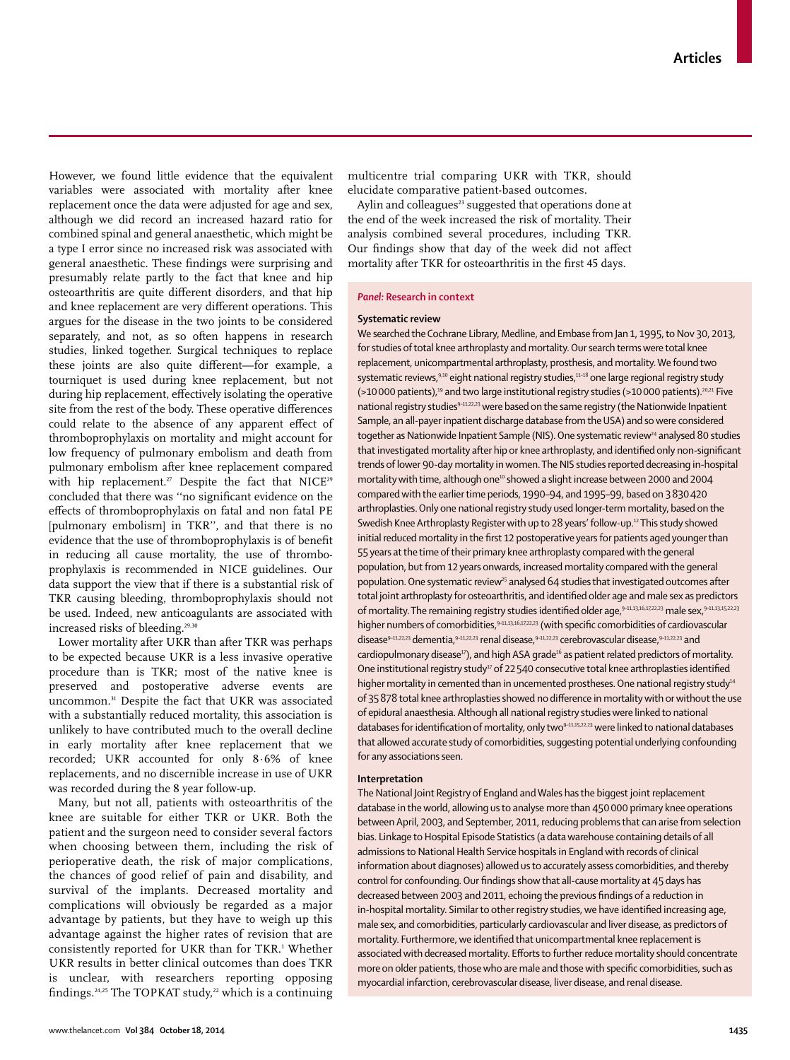However, we found little evidence that the equivalent variables were associated with mortality after knee replacement once the data were adjusted for age and sex, although we did record an increased hazard ratio for combined spinal and general anaesthetic, which might be a type I error since no increased risk was associated with general anaesthetic. These findings were surprising and presumably relate partly to the fact that knee and hip osteoarthritis are quite different disorders, and that hip and knee replacement are very different operations. This argues for the disease in the two joints to be considered separately, and not, as so often happens in research studies, linked together. Surgical techniques to replace these joints are also quite different—for example, a tourniquet is used during knee replacement, but not during hip replacement, effectively isolating the operative site from the rest of the body. These operative differences could relate to the absence of any apparent effect of thromboprophylaxis on mortality and might account for low frequency of pulmonary embolism and death from pulmonary embolism after knee replacement compared with hip replacement.[27] Despite the fact that NICE[29] concluded that there was "no significant evidence on the effects of thromboprophylaxis on fatal and non fatal PE [pulmonary embolism] in TKR", and that there is no evidence that the use of thromboprophylaxis is of benefit in reducing all cause mortality, the use of thromboprophylaxis is recommended in NICE guidelines. Our data support the view that if there is a substantial risk of TKR causing bleeding, thromboprophylaxis should not be used. Indeed, new anticoagulants are associated with increased risks of bleeding.[29,30]

Lower mortality after UKR than after TKR was perhaps to be expected because UKR is a less invasive operative procedure than is TKR; most of the native knee is preserved and postoperative adverse events are uncommon.[31] Despite the fact that UKR was associated with a substantially reduced mortality, this association is unlikely to have contributed much to the overall decline in early mortality after knee replacement that we recorded; UKR accounted for only 8·6% of knee replacements, and no discernible increase in use of UKR was recorded during the 8 year follow-up.

Many, but not all, patients with osteoarthritis of the knee are suitable for either TKR or UKR. Both the patient and the surgeon need to consider several factors when choosing between them, including the risk of perioperative death, the risk of major complications, the chances of good relief of pain and disability, and survival of the implants. Decreased mortality and complications will obviously be regarded as a major advantage by patients, but they have to weigh up this advantage against the higher rates of revision that are consistently reported for UKR than for TKR.[1] Whether UKR results in better clinical outcomes than does TKR is unclear, with researchers reporting opposing findings.[24,25] The TOPKAT study,[32] which is a continuing multicentre trial comparing UKR with TKR, should elucidate comparative patient-based outcomes.

Aylin and colleagues[23] suggested that operations done at the end of the week increased the risk of mortality. Their analysis combined several procedures, including TKR. Our findings show that day of the week did not affect mortality after TKR for osteoarthritis in the first 45 days.

## *Panel:* Research in context

### Systematic review

We searched the Cochrane Library, Medline, and Embase from Jan 1, 1995, to Nov 30, 2013, for studies of total knee arthroplasty and mortality. Our search terms were total knee replacement, unicompartmental arthroplasty, prosthesis, and mortality. We found two systematic reviews,[9,10] eight national registry studies,[11–18] one large regional registry study (>10 000 patients),[19] and two large institutional registry studies (>10 000 patients).[20,21] Five national registry studies[9–11,22,23] were based on the same registry (the Nationwide Inpatient Sample, an all-payer inpatient discharge database from the USA) and so were considered together as Nationwide Inpatient Sample (NIS). One systematic review[24] analysed 80 studies that investigated mortality after hip or knee arthroplasty, and identified only non-significant trends of lower 90-day mortality in women. The NIS studies reported decreasing in-hospital mortality with time, although one[10] showed a slight increase between 2000 and 2004 compared with the earlier time periods, 1990–94, and 1995–99, based on 3 830 420 arthroplasties. Only one national registry study used longer-term mortality, based on the Swedish Knee Arthroplasty Register with up to 28 years' follow-up.[12] This study showed initial reduced mortality in the first 12 postoperative years for patients aged younger than 55 years at the time of their primary knee arthroplasty compared with the general population, but from 12 years onwards, increased mortality compared with the general population. One systematic review[25] analysed 64 studies that investigated outcomes after total joint arthroplasty for osteoarthritis, and identified older age and male sex as predictors of mortality. The remaining registry studies identified older age,[9–11,13,16,17,22,23] male sex,[9–11,13,15,22,23] higher numbers of comorbidities,[9–11,13,16,17,22,23] (with specific comorbidities of cardiovascular disease[9–11,22,23] dementia,[9–11,22,23] renal disease,[9–11,22,23] cerebrovascular disease,[9–11,22,23] and cardiopulmonary disease[17]), and high ASA grade[16] as patient related predictors of mortality. One institutional registry study[17] of 22 540 consecutive total knee arthroplasties identified higher mortality in cemented than in uncemented prostheses. One national registry study[14] of 35 878 total knee arthroplasties showed no difference in mortality with or without the use of epidural anaesthesia. Although all national registry studies were linked to national databases for identification of mortality, only two[9–11,15,22,23] were linked to national databases that allowed accurate study of comorbidities, suggesting potential underlying confounding for any associations seen.

### Interpretation

The National Joint Registry of England and Wales has the biggest joint replacement database in the world, allowing us to analyse more than 450 000 primary knee operations between April, 2003, and September, 2011, reducing problems that can arise from selection bias. Linkage to Hospital Episode Statistics (a data warehouse containing details of all admissions to National Health Service hospitals in England with records of clinical information about diagnoses) allowed us to accurately assess comorbidities, and thereby control for confounding. Our findings show that all-cause mortality at 45 days has decreased between 2003 and 2011, echoing the previous findings of a reduction in in-hospital mortality. Similar to other registry studies, we have identified increasing age, male sex, and comorbidities, particularly cardiovascular and liver disease, as predictors of mortality. Furthermore, we identified that unicompartmental knee replacement is associated with decreased mortality. Efforts to further reduce mortality should concentrate more on older patients, those who are male and those with specific comorbidities, such as myocardial infarction, cerebrovascular disease, liver disease, and renal disease.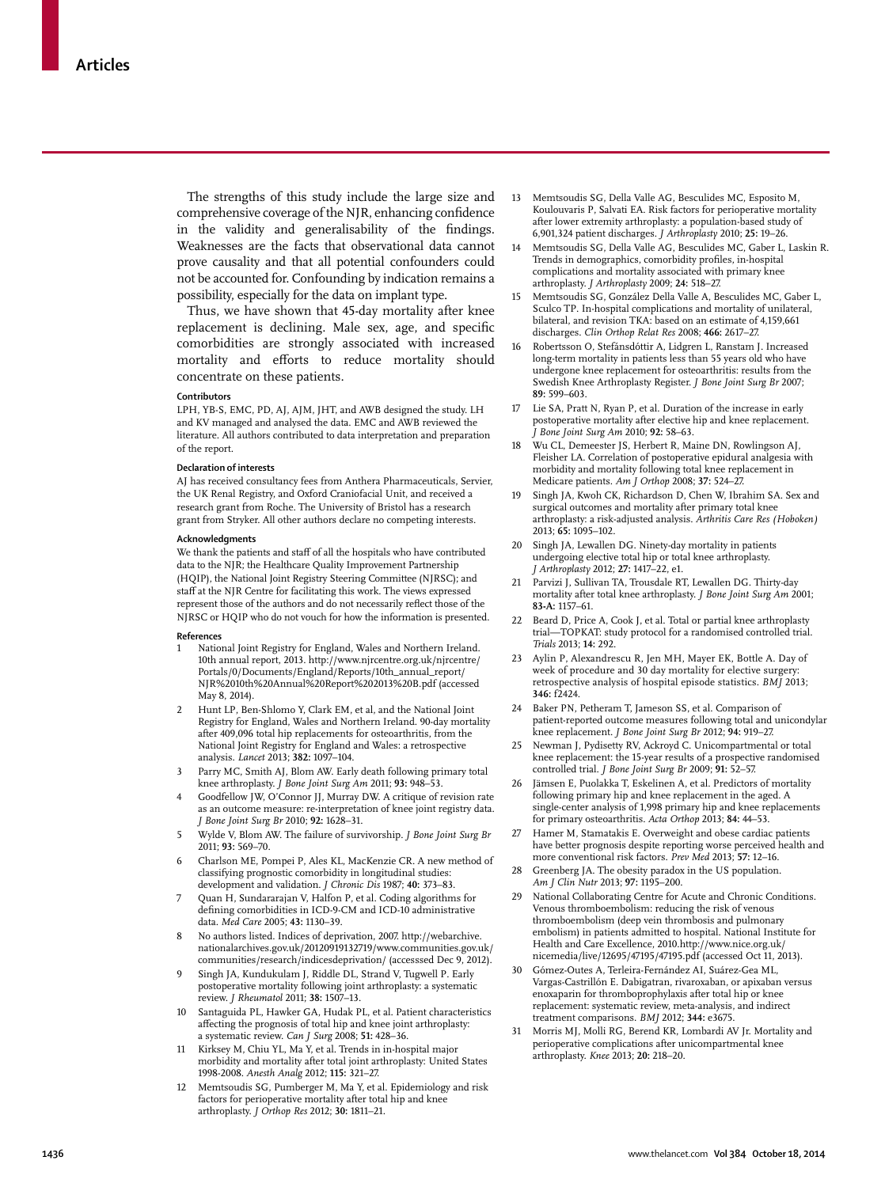The strengths of this study include the large size and comprehensive coverage of the NJR, enhancing confidence in the validity and generalisability of the findings. Weaknesses are the facts that observational data cannot prove causality and that all potential confounders could not be accounted for. Confounding by indication remains a possibility, especially for the data on implant type.

Thus, we have shown that 45-day mortality after knee replacement is declining. Male sex, age, and specific comorbidities are strongly associated with increased mortality and efforts to reduce mortality should concentrate on these patients.

#### Contributors

LPH, YB-S, EMC, PD, AJ, AJM, JHT, and AWB designed the study. LH and KV managed and analysed the data. EMC and AWB reviewed the literature. All authors contributed to data interpretation and preparation of the report.

#### Declaration of interests

AJ has received consultancy fees from Anthera Pharmaceuticals, Servier, the UK Renal Registry, and Oxford Craniofacial Unit, and received a research grant from Roche. The University of Bristol has a research grant from Stryker. All other authors declare no competing interests.

#### Acknowledgments

We thank the patients and staff of all the hospitals who have contributed data to the NJR; the Healthcare Quality Improvement Partnership (HQIP), the National Joint Registry Steering Committee (NJRSC); and staff at the NJR Centre for facilitating this work. The views expressed represent those of the authors and do not necessarily reflect those of the NJRSC or HQIP who do not vouch for how the information is presented.

#### References

1. National Joint Registry for England, Wales and Northern Ireland. 10th annual report, 2013. http://www.njrcentre.org.uk/njrcentre/Portals/0/Documents/England/Reports/10th_annual_report/NJR%2010th%20Annual%20Report%202013%20B.pdf (accessed May 8, 2014).
2. Hunt LP, Ben-Shlomo Y, Clark EM, et al, and the National Joint Registry for England, Wales and Northern Ireland. 90-day mortality after 409,096 total hip replacements for osteoarthritis, from the National Joint Registry for England and Wales: a retrospective analysis. *Lancet* 2013; **382:** 1097–104.
3. Parry MC, Smith AJ, Blom AW. Early death following primary total knee arthroplasty. *J Bone Joint Surg Am* 2011; **93:** 948–53.
4. Goodfellow JW, O'Connor JJ, Murray DW. A critique of revision rate as an outcome measure: re-interpretation of knee joint registry data. *J Bone Joint Surg Br* 2010; **92:** 1628–31.
5. Wylde V, Blom AW. The failure of survivorship. *J Bone Joint Surg Br* 2011; **93:** 569–70.
6. Charlson ME, Pompei P, Ales KL, MacKenzie CR. A new method of classifying prognostic comorbidity in longitudinal studies: development and validation. *J Chronic Dis* 1987; **40:** 373–83.
7. Quan H, Sundararajan V, Halfon P, et al. Coding algorithms for defining comorbidities in ICD-9-CM and ICD-10 administrative data. *Med Care* 2005; **43:** 1130–39.
8. No authors listed. Indices of deprivation, 2007. http://webarchive.nationalarchives.gov.uk/20120919132719/www.communities.gov.uk/communities/research/indicesdeprivation/ (accesssed Dec 9, 2012).
9. Singh JA, Kundukulam J, Riddle DL, Strand V, Tugwell P. Early postoperative mortality following joint arthroplasty: a systematic review. *J Rheumatol* 2011; **38:** 1507–13.
10. Santaguida PL, Hawker GA, Hudak PL, et al. Patient characteristics affecting the prognosis of total hip and knee joint arthroplasty: a systematic review. *Can J Surg* 2008; **51:** 428–36.
11. Kirksey M, Chiu YL, Ma Y, et al. Trends in in-hospital major morbidity and mortality after total joint arthroplasty: United States 1998-2008. *Anesth Analg* 2012; **115:** 321–27.
12. Memtsoudis SG, Pumberger M, Ma Y, et al. Epidemiology and risk factors for perioperative mortality after total hip and knee arthroplasty. *J Orthop Res* 2012; **30:** 1811–21.
13. Memtsoudis SG, Della Valle AG, Besculides MC, Esposito M, Koulouvaris P, Salvati EA. Risk factors for perioperative mortality after lower extremity arthroplasty: a population-based study of 6,901,324 patient discharges. *J Arthroplasty* 2010; **25:** 19–26.
14. Memtsoudis SG, Della Valle AG, Besculides MC, Gaber L, Laskin R. Trends in demographics, comorbidity profiles, in-hospital complications and mortality associated with primary knee arthroplasty. *J Arthroplasty* 2009; **24:** 518–27.
15. Memtsoudis SG, González Della Valle A, Besculides MC, Gaber L, Sculco TP. In-hospital complications and mortality of unilateral, bilateral, and revision TKA: based on an estimate of 4,159,661 discharges. *Clin Orthop Relat Res* 2008; **466:** 2617–27.
16. Robertsson O, Stefánsdóttir A, Lidgren L, Ranstam J. Increased long-term mortality in patients less than 55 years old who have undergone knee replacement for osteoarthritis: results from the Swedish Knee Arthroplasty Register. *J Bone Joint Surg Br* 2007; **89:** 599–603.
17. Lie SA, Pratt N, Ryan P, et al. Duration of the increase in early postoperative mortality after elective hip and knee replacement. *J Bone Joint Surg Am* 2010; **92:** 58–63.
18. Wu CL, Demeester JS, Herbert R, Maine DN, Rowlingson AJ, Fleisher LA. Correlation of postoperative epidural analgesia with morbidity and mortality following total knee replacement in Medicare patients. *Am J Orthop* 2008; **37:** 524–27.
19. Singh JA, Kwoh CK, Richardson D, Chen W, Ibrahim SA. Sex and surgical outcomes and mortality after primary total knee arthroplasty: a risk-adjusted analysis. *Arthritis Care Res (Hoboken)* 2013; **65:** 1095–102.
20. Singh JA, Lewallen DG. Ninety-day mortality in patients undergoing elective total hip or total knee arthroplasty. *J Arthroplasty* 2012; **27:** 1417–22, e1.
21. Parvizi J, Sullivan TA, Trousdale RT, Lewallen DG. Thirty-day mortality after total knee arthroplasty. *J Bone Joint Surg Am* 2001; **83-A:** 1157–61.
22. Beard D, Price A, Cook J, et al. Total or partial knee arthroplasty trial—TOPKAT: study protocol for a randomised controlled trial. *Trials* 2013; **14:** 292.
23. Aylin P, Alexandrescu R, Jen MH, Mayer EK, Bottle A. Day of week of procedure and 30 day mortality for elective surgery: retrospective analysis of hospital episode statistics. *BMJ* 2013; **346:** f2424.
24. Baker PN, Petheram T, Jameson SS, et al. Comparison of patient-reported outcome measures following total and unicondylar knee replacement. *J Bone Joint Surg Br* 2012; **94:** 919–27.
25. Newman J, Pydisetty RV, Ackroyd C. Unicompartmental or total knee replacement: the 15-year results of a prospective randomised controlled trial. *J Bone Joint Surg Br* 2009; **91:** 52–57.
26. Jämsen E, Puolakka T, Eskelinen A, et al. Predictors of mortality following primary hip and knee replacement in the aged. A single-center analysis of 1,998 primary hip and knee replacements for primary osteoarthritis. *Acta Orthop* 2013; **84:** 44–53.
27. Hamer M, Stamatakis E. Overweight and obese cardiac patients have better prognosis despite reporting worse perceived health and more conventional risk factors. *Prev Med* 2013; **57:** 12–16.
28. Greenberg JA. The obesity paradox in the US population. *Am J Clin Nutr* 2013; **97:** 1195–200.
29. National Collaborating Centre for Acute and Chronic Conditions. Venous thromboembolism: reducing the risk of venous thromboembolism (deep vein thrombosis and pulmonary embolism) in patients admitted to hospital. National Institute for Health and Care Excellence, 2010.http://www.nice.org.uk/nicemedia/live/12695/47195/47195.pdf (accessed Oct 11, 2013).
30. Gómez-Outes A, Terleira-Fernández AI, Suárez-Gea ML, Vargas-Castrillón E. Dabigatran, rivaroxaban, or apixaban versus enoxaparin for thromboprophylaxis after total hip or knee replacement: systematic review, meta-analysis, and indirect treatment comparisons. *BMJ* 2012; **344:** e3675.
31. Morris MJ, Molli RG, Berend KR, Lombardi AV Jr. Mortality and perioperative complications after unicompartmental knee arthroplasty. *Knee* 2013; **20:** 218–20.